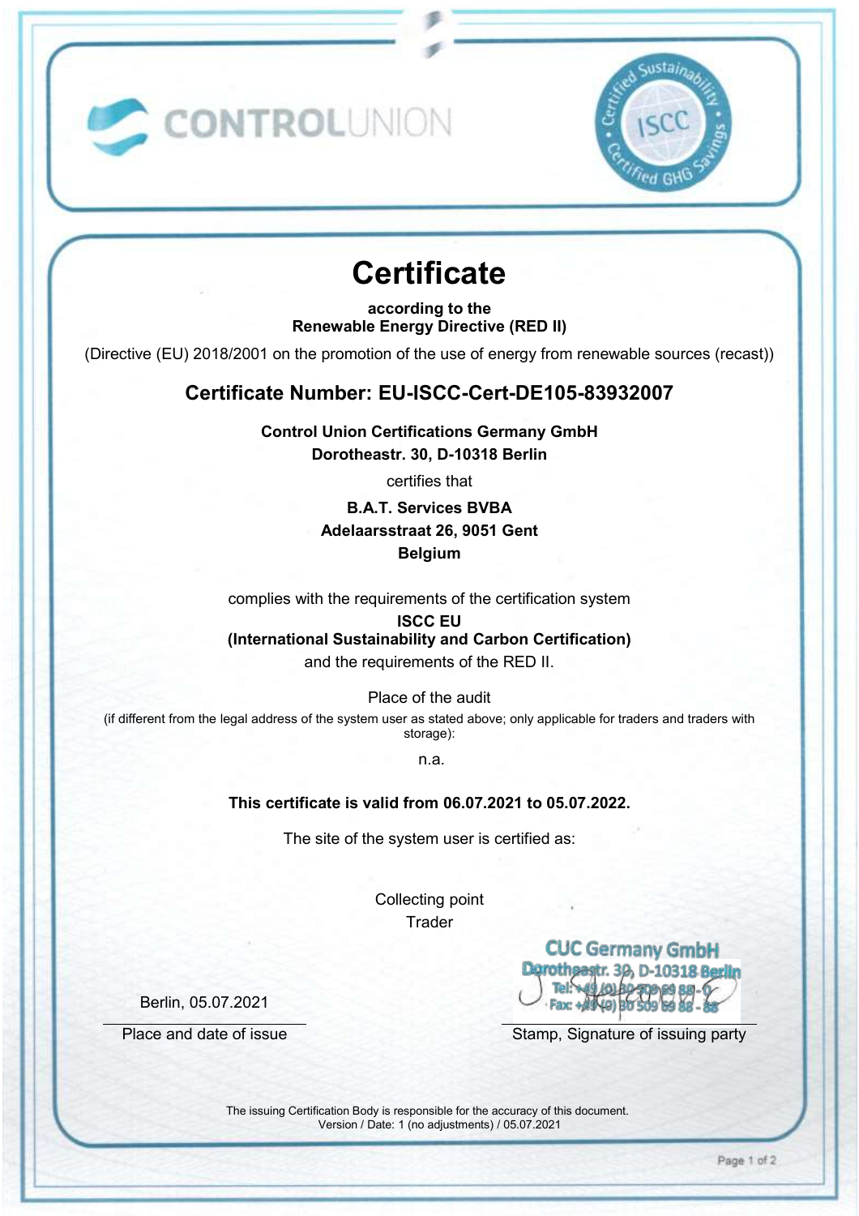CONTROLUNION

Certified Sustainability ISCC Certified GHG Savings

# Certificate

**according to the**
**Renewable Energy Directive (RED II)**

(Directive (EU) 2018/2001 on the promotion of the use of energy from renewable sources (recast))

## Certificate Number: EU-ISCC-Cert-DE105-83932007

**Control Union Certifications Germany GmbH**
**Dorotheastr. 30, D-10318 Berlin**

certifies that

**B.A.T. Services BVBA**
**Adelaarsstraat 26, 9051 Gent**
**Belgium**

complies with the requirements of the certification system

**ISCC EU**
**(International Sustainability and Carbon Certification)**
and the requirements of the RED II.

Place of the audit
(if different from the legal address of the system user as stated above; only applicable for traders and traders with storage):

n.a.

**This certificate is valid from 06.07.2021 to 05.07.2022.**

The site of the system user is certified as:

Collecting point
Trader

Berlin, 05.07.2021

Place and date of issue

CUC Germany GmbH
Dorotheastr. 30, D-10318 Berlin
Tel: +49 (0) 30 509 69 88 - 0
Fax: +49 (0) 30 509 69 88 - 88

Stamp, Signature of issuing party

The issuing Certification Body is responsible for the accuracy of this document.
Version / Date: 1 (no adjustments) / 05.07.2021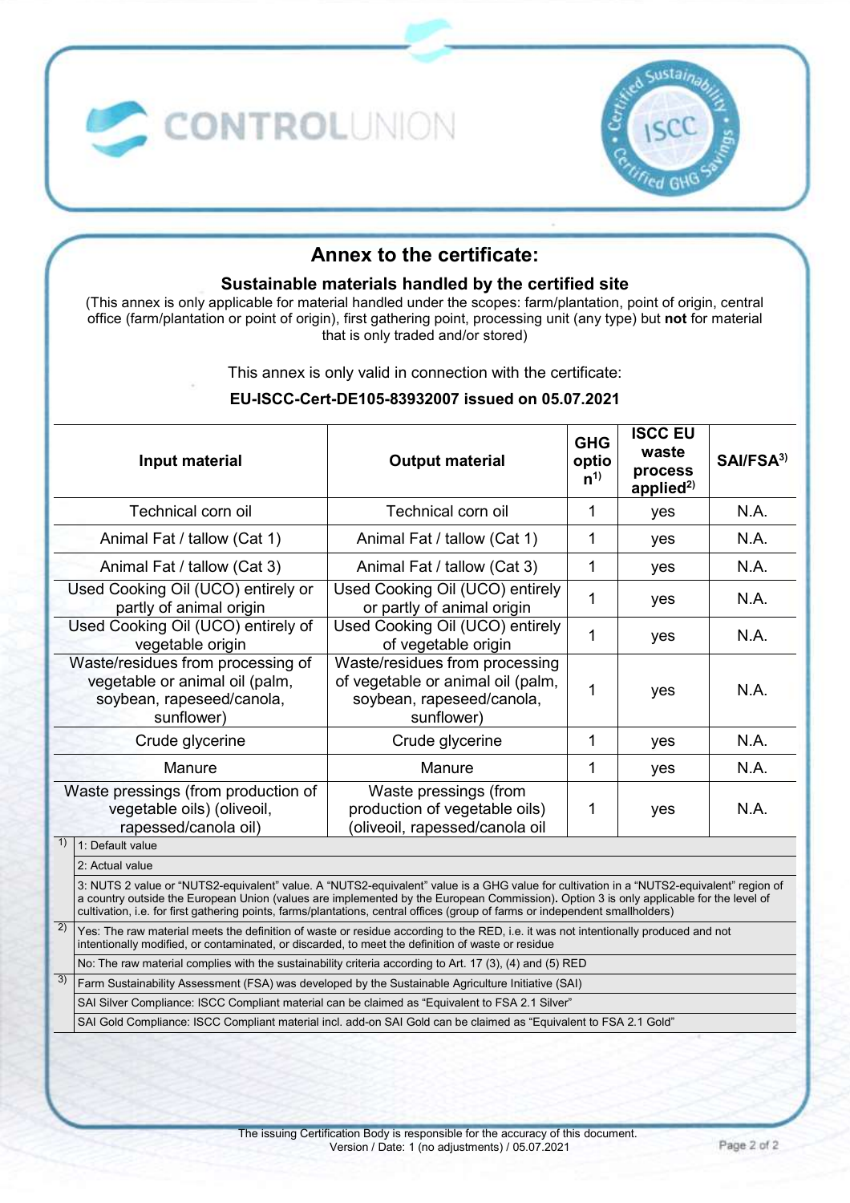CONTROLUNION

## Annex to the certificate:

### Sustainable materials handled by the certified site

(This annex is only applicable for material handled under the scopes: farm/plantation, point of origin, central office (farm/plantation or point of origin), first gathering point, processing unit (any type) but **not** for material that is only traded and/or stored)

This annex is only valid in connection with the certificate:

**EU-ISCC-Cert-DE105-83932007 issued on 05.07.2021**

| Input material | Output material | GHG option[1)] | ISCC EU waste process applied[2)] | SAI/FSA[3)] |
|---|---|---|---|---|
| Technical corn oil | Technical corn oil | 1 | yes | N.A. |
| Animal Fat / tallow (Cat 1) | Animal Fat / tallow (Cat 1) | 1 | yes | N.A. |
| Animal Fat / tallow (Cat 3) | Animal Fat / tallow (Cat 3) | 1 | yes | N.A. |
| Used Cooking Oil (UCO) entirely or partly of animal origin | Used Cooking Oil (UCO) entirely or partly of animal origin | 1 | yes | N.A. |
| Used Cooking Oil (UCO) entirely of vegetable origin | Used Cooking Oil (UCO) entirely of vegetable origin | 1 | yes | N.A. |
| Waste/residues from processing of vegetable or animal oil (palm, soybean, rapeseed/canola, sunflower) | Waste/residues from processing of vegetable or animal oil (palm, soybean, rapeseed/canola, sunflower) | 1 | yes | N.A. |
| Crude glycerine | Crude glycerine | 1 | yes | N.A. |
| Manure | Manure | 1 | yes | N.A. |
| Waste pressings (from production of vegetable oils) (oliveoil, rapessed/canola oil) | Waste pressings (from production of vegetable oils) (oliveoil, rapessed/canola oil | 1 | yes | N.A. |

| | |
|---|---|
| 1) | 1: Default value |
| | 2: Actual value |
| | 3: NUTS 2 value or "NUTS2-equivalent" value. A "NUTS2-equivalent" value is a GHG value for cultivation in a "NUTS2-equivalent" region of a country outside the European Union (values are implemented by the European Commission). Option 3 is only applicable for the level of cultivation, i.e. for first gathering points, farms/plantations, central offices (group of farms or independent smallholders) |
| 2) | Yes: The raw material meets the definition of waste or residue according to the RED, i.e. it was not intentionally produced and not intentionally modified, or contaminated, or discarded, to meet the definition of waste or residue |
| | No: The raw material complies with the sustainability criteria according to Art. 17 (3), (4) and (5) RED |
| 3) | Farm Sustainability Assessment (FSA) was developed by the Sustainable Agriculture Initiative (SAI) |
| | SAI Silver Compliance: ISCC Compliant material can be claimed as "Equivalent to FSA 2.1 Silver" |
| | SAI Gold Compliance: ISCC Compliant material incl. add-on SAI Gold can be claimed as "Equivalent to FSA 2.1 Gold" |

The issuing Certification Body is responsible for the accuracy of this document.
Version / Date: 1 (no adjustments) / 05.07.2021